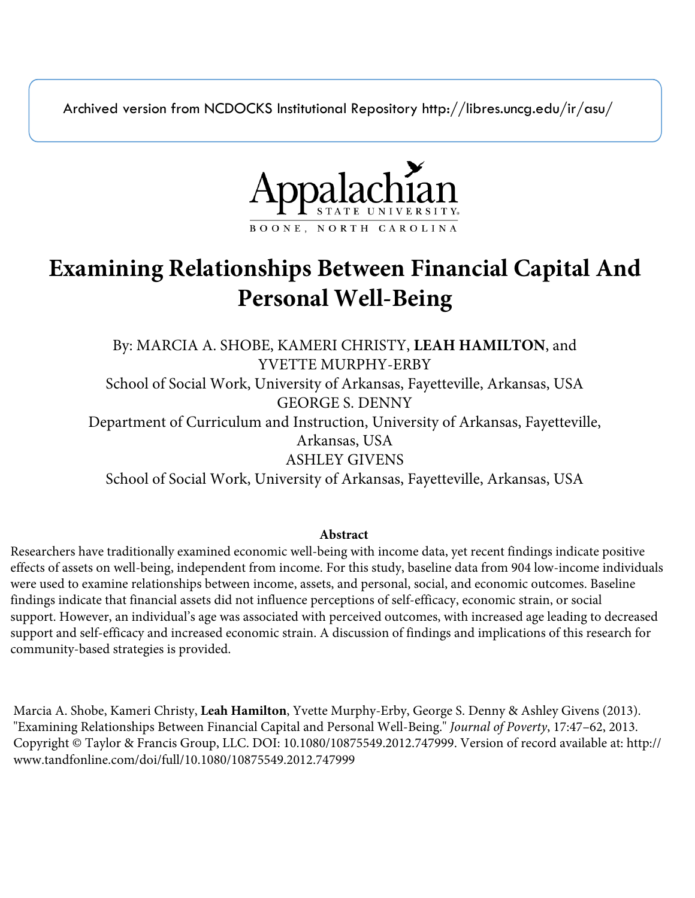Archived version from NCDOCKS Institutional Repository http://libres.uncg.edu/ir/asu/

Appalachian State University
BOONE, NORTH CAROLINA

# Examining Relationships Between Financial Capital And Personal Well-Being

By: MARCIA A. SHOBE, KAMERI CHRISTY, **LEAH HAMILTON**, and YVETTE MURPHY-ERBY
School of Social Work, University of Arkansas, Fayetteville, Arkansas, USA
GEORGE S. DENNY
Department of Curriculum and Instruction, University of Arkansas, Fayetteville, Arkansas, USA
ASHLEY GIVENS
School of Social Work, University of Arkansas, Fayetteville, Arkansas, USA

**Abstract**

Researchers have traditionally examined economic well-being with income data, yet recent findings indicate positive effects of assets on well-being, independent from income. For this study, baseline data from 904 low-income individuals were used to examine relationships between income, assets, and personal, social, and economic outcomes. Baseline findings indicate that financial assets did not influence perceptions of self-efficacy, economic strain, or social support. However, an individual's age was associated with perceived outcomes, with increased age leading to decreased support and self-efficacy and increased economic strain. A discussion of findings and implications of this research for community-based strategies is provided.

Marcia A. Shobe, Kameri Christy, **Leah Hamilton**, Yvette Murphy-Erby, George S. Denny & Ashley Givens (2013). "Examining Relationships Between Financial Capital and Personal Well-Being." *Journal of Poverty*, 17:47–62, 2013. Copyright © Taylor & Francis Group, LLC. DOI: 10.1080/10875549.2012.747999. Version of record available at: http://www.tandfonline.com/doi/full/10.1080/10875549.2012.747999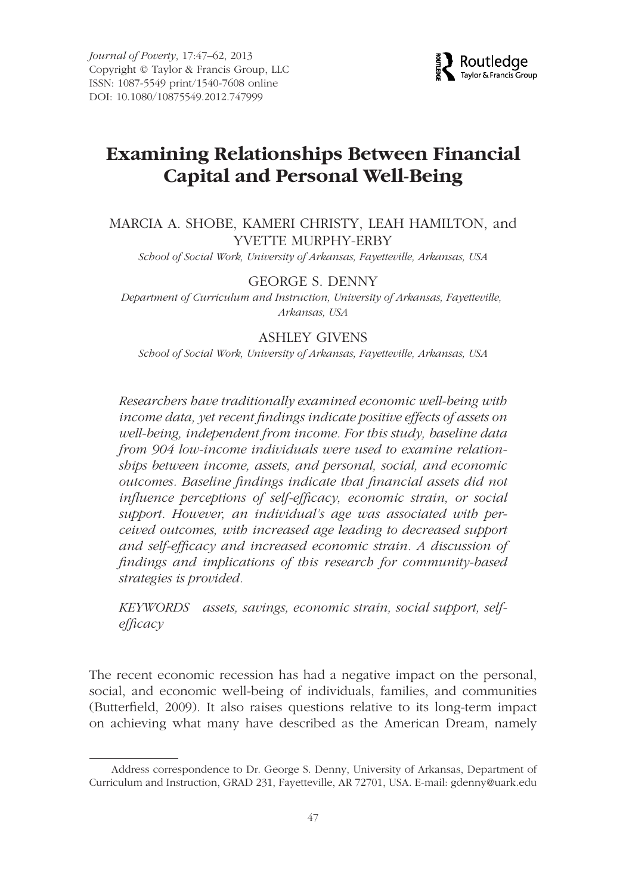# Examining Relationships Between Financial Capital and Personal Well-Being

MARCIA A. SHOBE, KAMERI CHRISTY, LEAH HAMILTON, and YVETTE MURPHY-ERBY

*School of Social Work, University of Arkansas, Fayetteville, Arkansas, USA*

GEORGE S. DENNY

*Department of Curriculum and Instruction, University of Arkansas, Fayetteville, Arkansas, USA*

ASHLEY GIVENS

*School of Social Work, University of Arkansas, Fayetteville, Arkansas, USA*

*Researchers have traditionally examined economic well-being with income data, yet recent findings indicate positive effects of assets on well-being, independent from income. For this study, baseline data from 904 low-income individuals were used to examine relationships between income, assets, and personal, social, and economic outcomes. Baseline findings indicate that financial assets did not influence perceptions of self-efficacy, economic strain, or social support. However, an individual's age was associated with perceived outcomes, with increased age leading to decreased support and self-efficacy and increased economic strain. A discussion of findings and implications of this research for community-based strategies is provided.*

*KEYWORDS* assets, savings, economic strain, social support, self-efficacy

The recent economic recession has had a negative impact on the personal, social, and economic well-being of individuals, families, and communities (Butterfield, 2009). It also raises questions relative to its long-term impact on achieving what many have described as the American Dream, namely

Address correspondence to Dr. George S. Denny, University of Arkansas, Department of Curriculum and Instruction, GRAD 231, Fayetteville, AR 72701, USA. E-mail: gdenny@uark.edu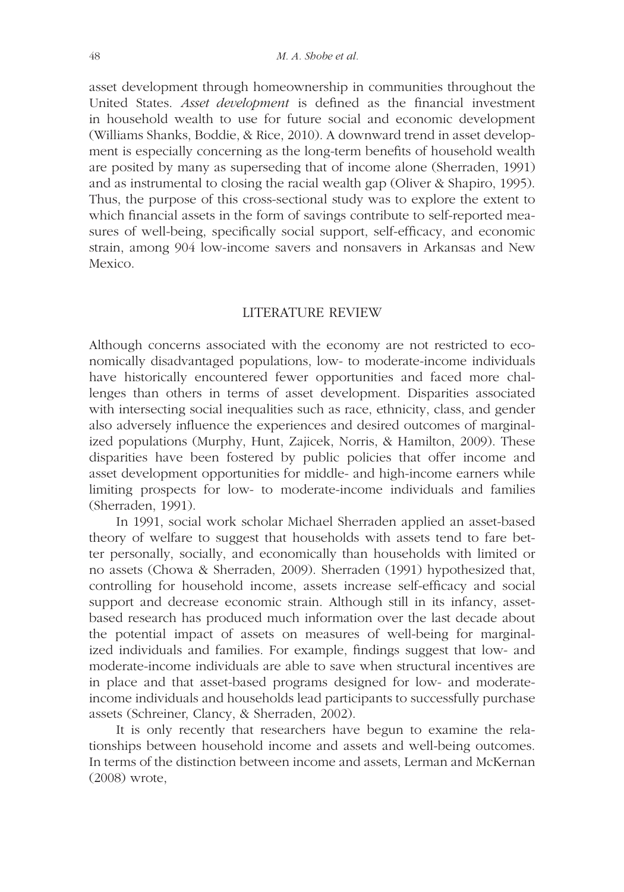asset development through homeownership in communities throughout the United States. *Asset development* is defined as the financial investment in household wealth to use for future social and economic development (Williams Shanks, Boddie, & Rice, 2010). A downward trend in asset development is especially concerning as the long-term benefits of household wealth are posited by many as superseding that of income alone (Sherraden, 1991) and as instrumental to closing the racial wealth gap (Oliver & Shapiro, 1995). Thus, the purpose of this cross-sectional study was to explore the extent to which financial assets in the form of savings contribute to self-reported measures of well-being, specifically social support, self-efficacy, and economic strain, among 904 low-income savers and nonsavers in Arkansas and New Mexico.

## LITERATURE REVIEW

Although concerns associated with the economy are not restricted to economically disadvantaged populations, low- to moderate-income individuals have historically encountered fewer opportunities and faced more challenges than others in terms of asset development. Disparities associated with intersecting social inequalities such as race, ethnicity, class, and gender also adversely influence the experiences and desired outcomes of marginalized populations (Murphy, Hunt, Zajicek, Norris, & Hamilton, 2009). These disparities have been fostered by public policies that offer income and asset development opportunities for middle- and high-income earners while limiting prospects for low- to moderate-income individuals and families (Sherraden, 1991).

In 1991, social work scholar Michael Sherraden applied an asset-based theory of welfare to suggest that households with assets tend to fare better personally, socially, and economically than households with limited or no assets (Chowa & Sherraden, 2009). Sherraden (1991) hypothesized that, controlling for household income, assets increase self-efficacy and social support and decrease economic strain. Although still in its infancy, asset-based research has produced much information over the last decade about the potential impact of assets on measures of well-being for marginalized individuals and families. For example, findings suggest that low- and moderate-income individuals are able to save when structural incentives are in place and that asset-based programs designed for low- and moderate-income individuals and households lead participants to successfully purchase assets (Schreiner, Clancy, & Sherraden, 2002).

It is only recently that researchers have begun to examine the relationships between household income and assets and well-being outcomes. In terms of the distinction between income and assets, Lerman and McKernan (2008) wrote,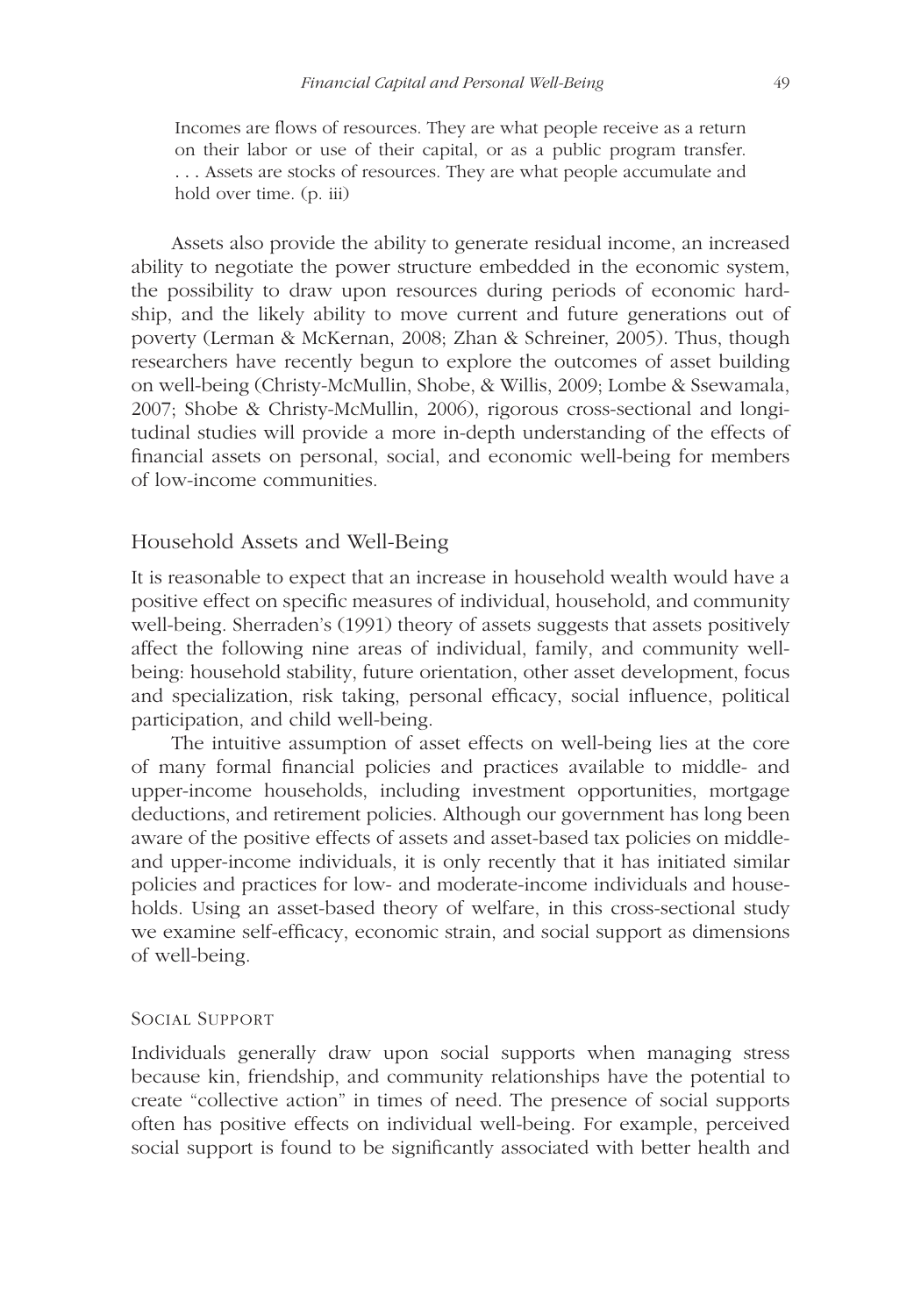> Incomes are flows of resources. They are what people receive as a return on their labor or use of their capital, or as a public program transfer. . . . Assets are stocks of resources. They are what people accumulate and hold over time. (p. iii)

Assets also provide the ability to generate residual income, an increased ability to negotiate the power structure embedded in the economic system, the possibility to draw upon resources during periods of economic hardship, and the likely ability to move current and future generations out of poverty (Lerman & McKernan, 2008; Zhan & Schreiner, 2005). Thus, though researchers have recently begun to explore the outcomes of asset building on well-being (Christy-McMullin, Shobe, & Willis, 2009; Lombe & Ssewamala, 2007; Shobe & Christy-McMullin, 2006), rigorous cross-sectional and longitudinal studies will provide a more in-depth understanding of the effects of financial assets on personal, social, and economic well-being for members of low-income communities.

## Household Assets and Well-Being

It is reasonable to expect that an increase in household wealth would have a positive effect on specific measures of individual, household, and community well-being. Sherraden's (1991) theory of assets suggests that assets positively affect the following nine areas of individual, family, and community well-being: household stability, future orientation, other asset development, focus and specialization, risk taking, personal efficacy, social influence, political participation, and child well-being.

The intuitive assumption of asset effects on well-being lies at the core of many formal financial policies and practices available to middle- and upper-income households, including investment opportunities, mortgage deductions, and retirement policies. Although our government has long been aware of the positive effects of assets and asset-based tax policies on middle- and upper-income individuals, it is only recently that it has initiated similar policies and practices for low- and moderate-income individuals and households. Using an asset-based theory of welfare, in this cross-sectional study we examine self-efficacy, economic strain, and social support as dimensions of well-being.

### Social Support

Individuals generally draw upon social supports when managing stress because kin, friendship, and community relationships have the potential to create "collective action" in times of need. The presence of social supports often has positive effects on individual well-being. For example, perceived social support is found to be significantly associated with better health and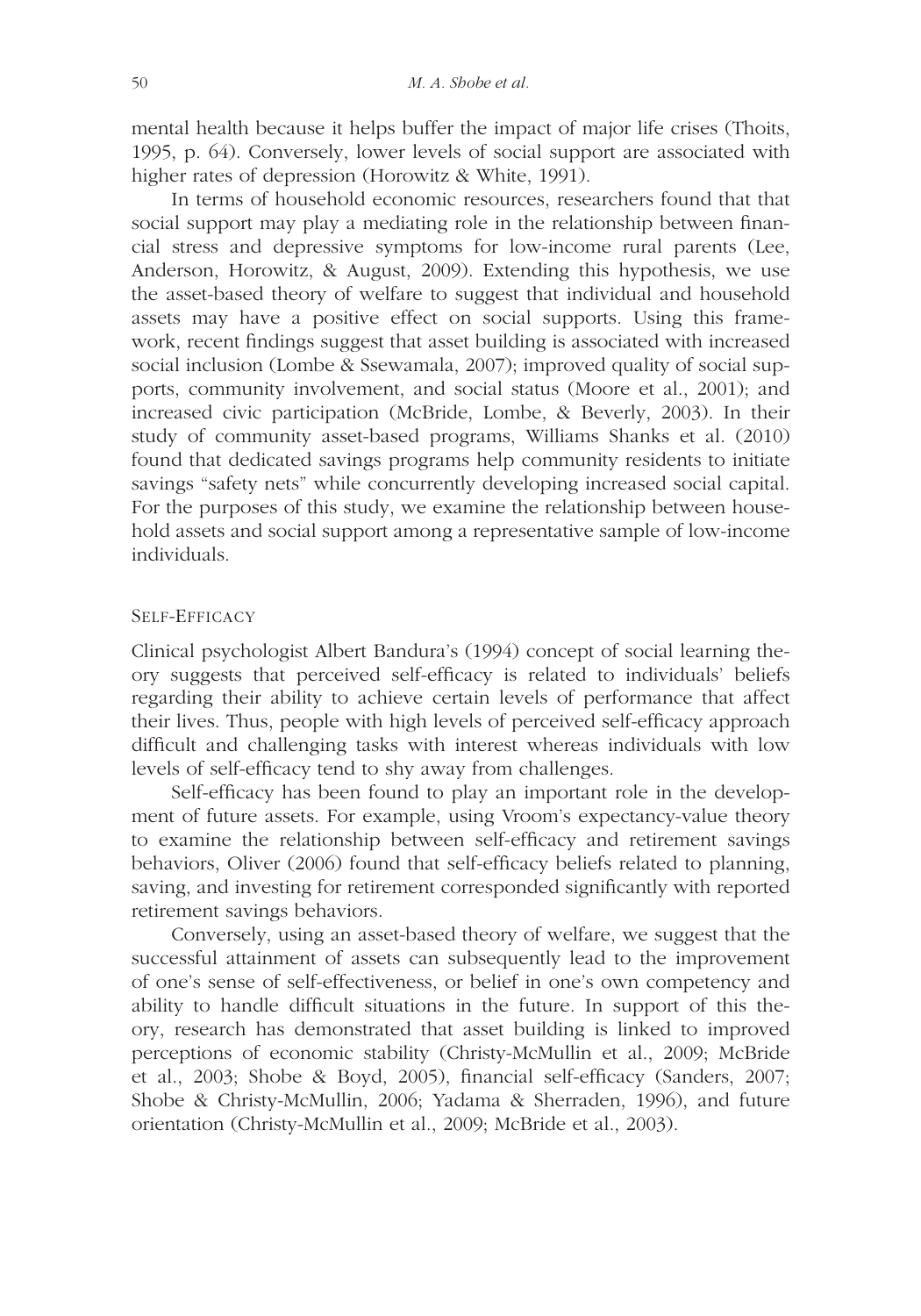mental health because it helps buffer the impact of major life crises (Thoits, 1995, p. 64). Conversely, lower levels of social support are associated with higher rates of depression (Horowitz & White, 1991).

In terms of household economic resources, researchers found that that social support may play a mediating role in the relationship between financial stress and depressive symptoms for low-income rural parents (Lee, Anderson, Horowitz, & August, 2009). Extending this hypothesis, we use the asset-based theory of welfare to suggest that individual and household assets may have a positive effect on social supports. Using this framework, recent findings suggest that asset building is associated with increased social inclusion (Lombe & Ssewamala, 2007); improved quality of social supports, community involvement, and social status (Moore et al., 2001); and increased civic participation (McBride, Lombe, & Beverly, 2003). In their study of community asset-based programs, Williams Shanks et al. (2010) found that dedicated savings programs help community residents to initiate savings "safety nets" while concurrently developing increased social capital. For the purposes of this study, we examine the relationship between household assets and social support among a representative sample of low-income individuals.

### SELF-EFFICACY

Clinical psychologist Albert Bandura's (1994) concept of social learning theory suggests that perceived self-efficacy is related to individuals' beliefs regarding their ability to achieve certain levels of performance that affect their lives. Thus, people with high levels of perceived self-efficacy approach difficult and challenging tasks with interest whereas individuals with low levels of self-efficacy tend to shy away from challenges.

Self-efficacy has been found to play an important role in the development of future assets. For example, using Vroom's expectancy-value theory to examine the relationship between self-efficacy and retirement savings behaviors, Oliver (2006) found that self-efficacy beliefs related to planning, saving, and investing for retirement corresponded significantly with reported retirement savings behaviors.

Conversely, using an asset-based theory of welfare, we suggest that the successful attainment of assets can subsequently lead to the improvement of one's sense of self-effectiveness, or belief in one's own competency and ability to handle difficult situations in the future. In support of this theory, research has demonstrated that asset building is linked to improved perceptions of economic stability (Christy-McMullin et al., 2009; McBride et al., 2003; Shobe & Boyd, 2005), financial self-efficacy (Sanders, 2007; Shobe & Christy-McMullin, 2006; Yadama & Sherraden, 1996), and future orientation (Christy-McMullin et al., 2009; McBride et al., 2003).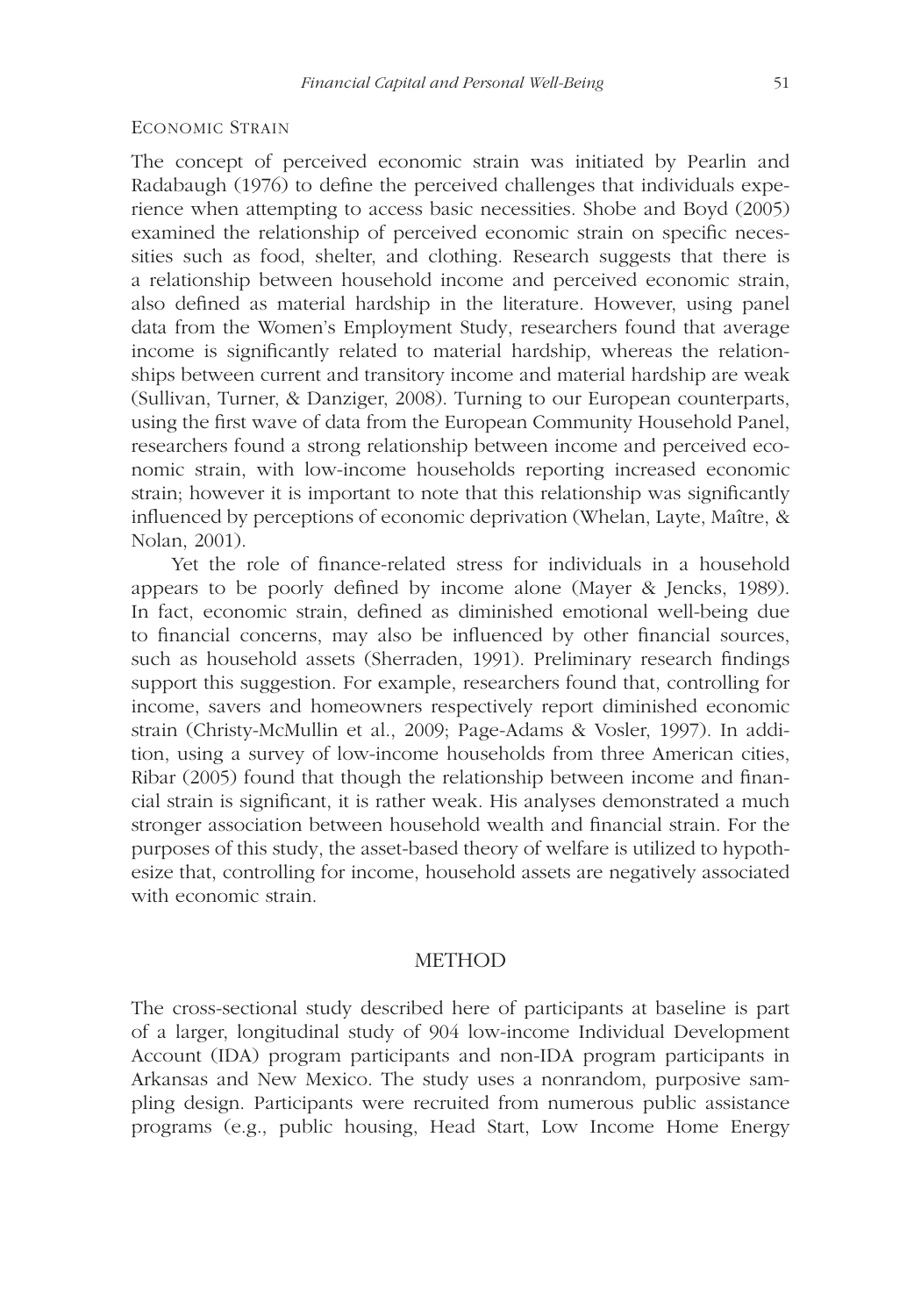### Economic Strain

The concept of perceived economic strain was initiated by Pearlin and Radabaugh (1976) to define the perceived challenges that individuals experience when attempting to access basic necessities. Shobe and Boyd (2005) examined the relationship of perceived economic strain on specific necessities such as food, shelter, and clothing. Research suggests that there is a relationship between household income and perceived economic strain, also defined as material hardship in the literature. However, using panel data from the Women's Employment Study, researchers found that average income is significantly related to material hardship, whereas the relationships between current and transitory income and material hardship are weak (Sullivan, Turner, & Danziger, 2008). Turning to our European counterparts, using the first wave of data from the European Community Household Panel, researchers found a strong relationship between income and perceived economic strain, with low-income households reporting increased economic strain; however it is important to note that this relationship was significantly influenced by perceptions of economic deprivation (Whelan, Layte, Maître, & Nolan, 2001).

Yet the role of finance-related stress for individuals in a household appears to be poorly defined by income alone (Mayer & Jencks, 1989). In fact, economic strain, defined as diminished emotional well-being due to financial concerns, may also be influenced by other financial sources, such as household assets (Sherraden, 1991). Preliminary research findings support this suggestion. For example, researchers found that, controlling for income, savers and homeowners respectively report diminished economic strain (Christy-McMullin et al., 2009; Page-Adams & Vosler, 1997). In addition, using a survey of low-income households from three American cities, Ribar (2005) found that though the relationship between income and financial strain is significant, it is rather weak. His analyses demonstrated a much stronger association between household wealth and financial strain. For the purposes of this study, the asset-based theory of welfare is utilized to hypothesize that, controlling for income, household assets are negatively associated with economic strain.

## METHOD

The cross-sectional study described here of participants at baseline is part of a larger, longitudinal study of 904 low-income Individual Development Account (IDA) program participants and non-IDA program participants in Arkansas and New Mexico. The study uses a nonrandom, purposive sampling design. Participants were recruited from numerous public assistance programs (e.g., public housing, Head Start, Low Income Home Energy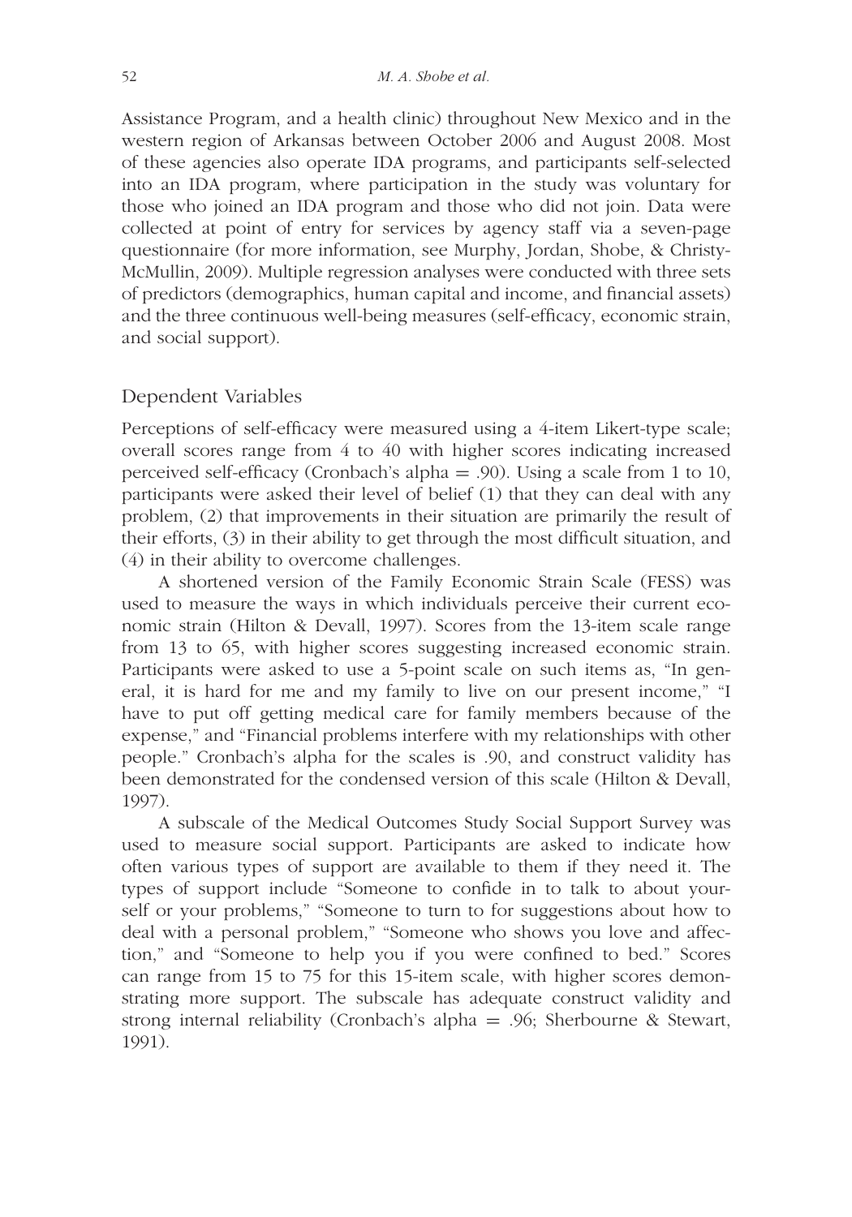Assistance Program, and a health clinic) throughout New Mexico and in the western region of Arkansas between October 2006 and August 2008. Most of these agencies also operate IDA programs, and participants self-selected into an IDA program, where participation in the study was voluntary for those who joined an IDA program and those who did not join. Data were collected at point of entry for services by agency staff via a seven-page questionnaire (for more information, see Murphy, Jordan, Shobe, & Christy-McMullin, 2009). Multiple regression analyses were conducted with three sets of predictors (demographics, human capital and income, and financial assets) and the three continuous well-being measures (self-efficacy, economic strain, and social support).

## Dependent Variables

Perceptions of self-efficacy were measured using a 4-item Likert-type scale; overall scores range from 4 to 40 with higher scores indicating increased perceived self-efficacy (Cronbach's alpha = .90). Using a scale from 1 to 10, participants were asked their level of belief (1) that they can deal with any problem, (2) that improvements in their situation are primarily the result of their efforts, (3) in their ability to get through the most difficult situation, and (4) in their ability to overcome challenges.

A shortened version of the Family Economic Strain Scale (FESS) was used to measure the ways in which individuals perceive their current economic strain (Hilton & Devall, 1997). Scores from the 13-item scale range from 13 to 65, with higher scores suggesting increased economic strain. Participants were asked to use a 5-point scale on such items as, "In general, it is hard for me and my family to live on our present income," "I have to put off getting medical care for family members because of the expense," and "Financial problems interfere with my relationships with other people." Cronbach's alpha for the scales is .90, and construct validity has been demonstrated for the condensed version of this scale (Hilton & Devall, 1997).

A subscale of the Medical Outcomes Study Social Support Survey was used to measure social support. Participants are asked to indicate how often various types of support are available to them if they need it. The types of support include "Someone to confide in to talk to about yourself or your problems," "Someone to turn to for suggestions about how to deal with a personal problem," "Someone who shows you love and affection," and "Someone to help you if you were confined to bed." Scores can range from 15 to 75 for this 15-item scale, with higher scores demonstrating more support. The subscale has adequate construct validity and strong internal reliability (Cronbach's alpha = .96; Sherbourne & Stewart, 1991).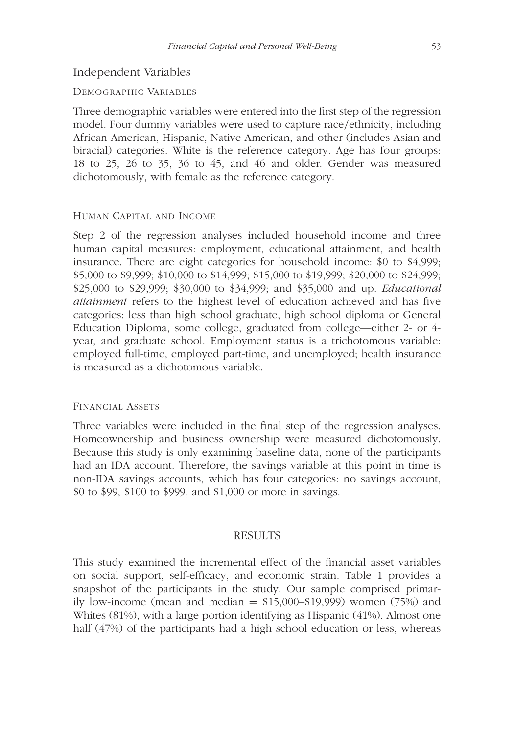## Independent Variables

### Demographic Variables

Three demographic variables were entered into the first step of the regression model. Four dummy variables were used to capture race/ethnicity, including African American, Hispanic, Native American, and other (includes Asian and biracial) categories. White is the reference category. Age has four groups: 18 to 25, 26 to 35, 36 to 45, and 46 and older. Gender was measured dichotomously, with female as the reference category.

### Human Capital and Income

Step 2 of the regression analyses included household income and three human capital measures: employment, educational attainment, and health insurance. There are eight categories for household income: $0 to $4,999; $5,000 to $9,999; $10,000 to $14,999; $15,000 to $19,999; $20,000 to $24,999; $25,000 to $29,999; $30,000 to $34,999; and $35,000 and up. *Educational attainment* refers to the highest level of education achieved and has five categories: less than high school graduate, high school diploma or General Education Diploma, some college, graduated from college—either 2- or 4-year, and graduate school. Employment status is a trichotomous variable: employed full-time, employed part-time, and unemployed; health insurance is measured as a dichotomous variable.

### Financial Assets

Three variables were included in the final step of the regression analyses. Homeownership and business ownership were measured dichotomously. Because this study is only examining baseline data, none of the participants had an IDA account. Therefore, the savings variable at this point in time is non-IDA savings accounts, which has four categories: no savings account, $0 to $99, $100 to $999, and $1,000 or more in savings.

# RESULTS

This study examined the incremental effect of the financial asset variables on social support, self-efficacy, and economic strain. Table 1 provides a snapshot of the participants in the study. Our sample comprised primarily low-income (mean and median = $15,000–$19,999) women (75%) and Whites (81%), with a large portion identifying as Hispanic (41%). Almost one half (47%) of the participants had a high school education or less, whereas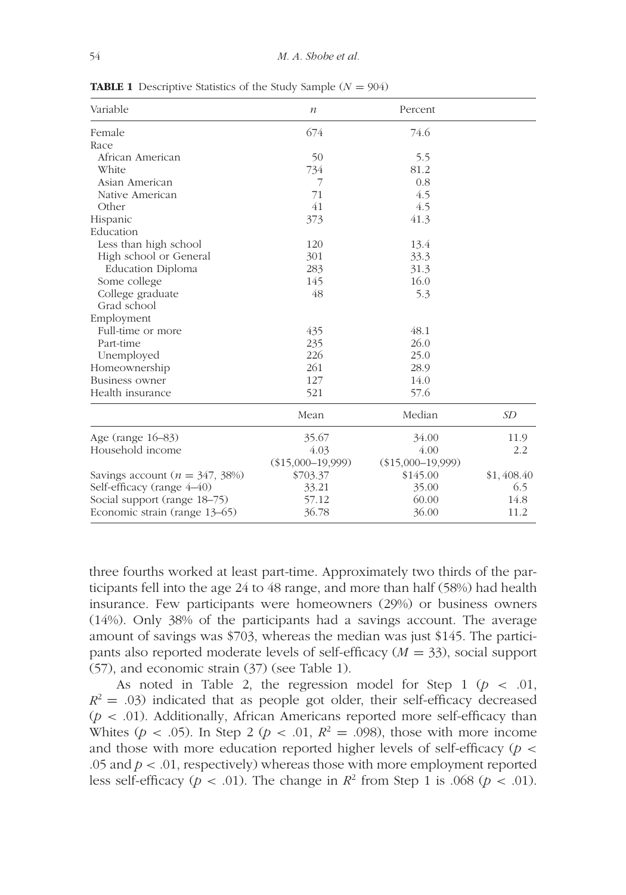**TABLE 1** Descriptive Statistics of the Study Sample ($N = 904$)

| Variable | $n$ | Percent | |
|---|---|---|---|
| Female | 674 | 74.6 | |
| Race | | | |
| African American | 50 | 5.5 | |
| White | 734 | 81.2 | |
| Asian American | 7 | 0.8 | |
| Native American | 71 | 4.5 | |
| Other | 41 | 4.5 | |
| Hispanic | 373 | 41.3 | |
| Education | | | |
| Less than high school | 120 | 13.4 | |
| High school or General Education Diploma | 301 | 33.3 | |
| Some college | 283 | 31.3 | |
| College graduate | 145 | 16.0 | |
| Grad school | 48 | 5.3 | |
| Employment | | | |
| Full-time or more | 435 | 48.1 | |
| Part-time | 235 | 26.0 | |
| Unemployed | 226 | 25.0 | |
| Homeownership | 261 | 28.9 | |
| Business owner | 127 | 14.0 | |
| Health insurance | 521 | 57.6 | |
| | Mean | Median | *SD* |
| Age (range 16–83) | 35.67 | 34.00 | 11.9 |
| Household income | 4.03 ($15,000–19,999) | 4.00 ($15,000–19,999) | 2.2 |
| Savings account ($n$ = 347, 38%) | $703.37 | $145.00 | $1,408.40 |
| Self-efficacy (range 4–40) | 33.21 | 35.00 | 6.5 |
| Social support (range 18–75) | 57.12 | 60.00 | 14.8 |
| Economic strain (range 13–65) | 36.78 | 36.00 | 11.2 |

three fourths worked at least part-time. Approximately two thirds of the participants fell into the age 24 to 48 range, and more than half (58%) had health insurance. Few participants were homeowners (29%) or business owners (14%). Only 38% of the participants had a savings account. The average amount of savings was $703, whereas the median was just $145. The participants also reported moderate levels of self-efficacy ($M = 33$), social support (57), and economic strain (37) (see Table 1).

As noted in Table 2, the regression model for Step 1 ($p < .01$, $R^2 = .03$) indicated that as people got older, their self-efficacy decreased ($p < .01$). Additionally, African Americans reported more self-efficacy than Whites ($p < .05$). In Step 2 ($p < .01$, $R^2 = .098$), those with more income and those with more education reported higher levels of self-efficacy ($p < .05$ and $p < .01$, respectively) whereas those with more employment reported less self-efficacy ($p < .01$). The change in $R^2$ from Step 1 is .068 ($p < .01$).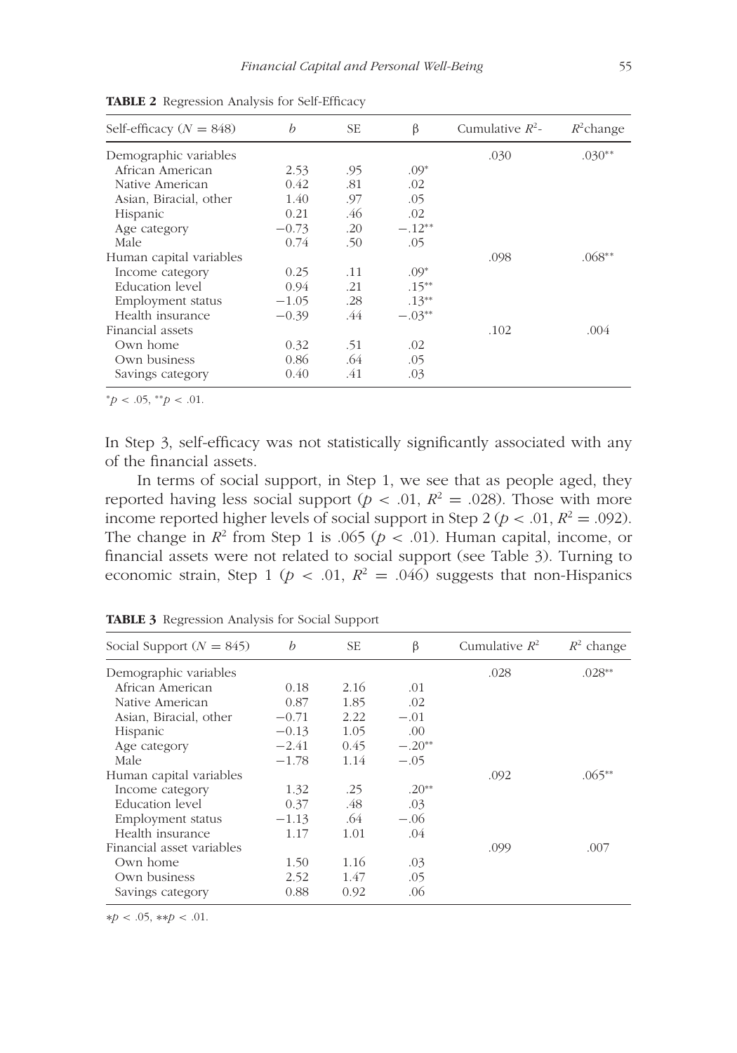**TABLE 2** Regression Analysis for Self-Efficacy

| Self-efficacy ($N = 848$) | $b$ | SE | β | Cumulative $R^2$- | $R^2$change |
|---|---|---|---|---|---|
| Demographic variables | | | | .030 | .030** |
| African American | 2.53 | .95 | .09* | | |
| Native American | 0.42 | .81 | .02 | | |
| Asian, Biracial, other | 1.40 | .97 | .05 | | |
| Hispanic | 0.21 | .46 | .02 | | |
| Age category | −0.73 | .20 | −.12** | | |
| Male | 0.74 | .50 | .05 | | |
| Human capital variables | | | | .098 | .068** |
| Income category | 0.25 | .11 | .09* | | |
| Education level | 0.94 | .21 | .15** | | |
| Employment status | −1.05 | .28 | .13** | | |
| Health insurance | −0.39 | .44 | −.03** | | |
| Financial assets | | | | .102 | .004 |
| Own home | 0.32 | .51 | .02 | | |
| Own business | 0.86 | .64 | .05 | | |
| Savings category | 0.40 | .41 | .03 | | |

*$p < .05$, **$p < .01$.

In Step 3, self-efficacy was not statistically significantly associated with any of the financial assets.

In terms of social support, in Step 1, we see that as people aged, they reported having less social support ($p < .01$, $R^2 = .028$). Those with more income reported higher levels of social support in Step 2 ($p < .01$, $R^2 = .092$). The change in $R^2$ from Step 1 is .065 ($p < .01$). Human capital, income, or financial assets were not related to social support (see Table 3). Turning to economic strain, Step 1 ($p < .01$, $R^2 = .046$) suggests that non-Hispanics

**TABLE 3** Regression Analysis for Social Support

| Social Support ($N = 845$) | $b$ | SE | β | Cumulative $R^2$ | $R^2$ change |
|---|---|---|---|---|---|
| Demographic variables | | | | .028 | .028** |
| African American | 0.18 | 2.16 | .01 | | |
| Native American | 0.87 | 1.85 | .02 | | |
| Asian, Biracial, other | −0.71 | 2.22 | −.01 | | |
| Hispanic | −0.13 | 1.05 | .00 | | |
| Age category | −2.41 | 0.45 | −.20** | | |
| Male | −1.78 | 1.14 | −.05 | | |
| Human capital variables | | | | .092 | .065** |
| Income category | 1.32 | .25 | .20** | | |
| Education level | 0.37 | .48 | .03 | | |
| Employment status | −1.13 | .64 | −.06 | | |
| Health insurance | 1.17 | 1.01 | .04 | | |
| Financial asset variables | | | | .099 | .007 |
| Own home | 1.50 | 1.16 | .03 | | |
| Own business | 2.52 | 1.47 | .05 | | |
| Savings category | 0.88 | 0.92 | .06 | | |

*$p < .05$, **$p < .01$.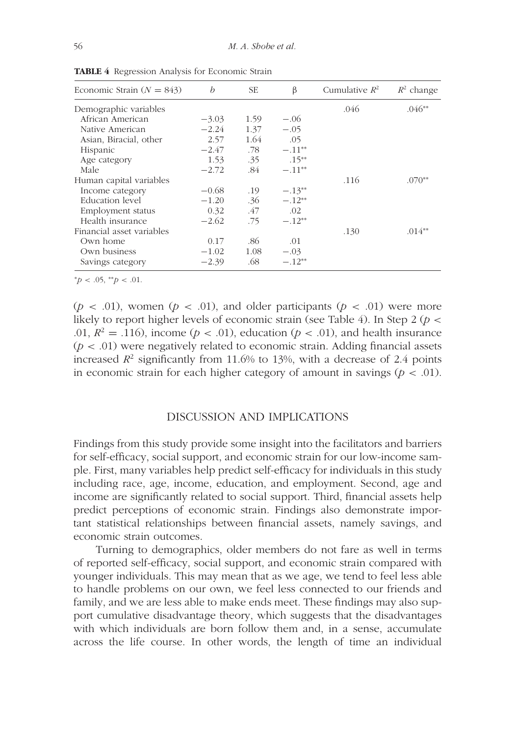**TABLE 4** Regression Analysis for Economic Strain

| Economic Strain ($N = 843$) | $b$ | SE | β | Cumulative $R^2$ | $R^2$ change |
|---|---|---|---|---|---|
| Demographic variables | | | | .046 | .046** |
| African American | −3.03 | 1.59 | −.06 | | |
| Native American | −2.24 | 1.37 | −.05 | | |
| Asian, Biracial, other | 2.57 | 1.64 | .05 | | |
| Hispanic | −2.47 | .78 | −.11** | | |
| Age category | 1.53 | .35 | .15** | | |
| Male | −2.72 | .84 | −.11** | | |
| Human capital variables | | | | .116 | .070** |
| Income category | −0.68 | .19 | −.13** | | |
| Education level | −1.20 | .36 | −.12** | | |
| Employment status | 0.32 | .47 | .02 | | |
| Health insurance | −2.62 | .75 | −.12** | | |
| Financial asset variables | | | | .130 | .014** |
| Own home | 0.17 | .86 | .01 | | |
| Own business | −1.02 | 1.08 | −.03 | | |
| Savings category | −2.39 | .68 | −.12** | | |

*$p < .05$, **$p < .01$.

($p < .01$), women ($p < .01$), and older participants ($p < .01$) were more likely to report higher levels of economic strain (see Table 4). In Step 2 ($p < .01$, $R^2 = .116$), income ($p < .01$), education ($p < .01$), and health insurance ($p < .01$) were negatively related to economic strain. Adding financial assets increased $R^2$ significantly from 11.6% to 13%, with a decrease of 2.4 points in economic strain for each higher category of amount in savings ($p < .01$).

## DISCUSSION AND IMPLICATIONS

Findings from this study provide some insight into the facilitators and barriers for self-efficacy, social support, and economic strain for our low-income sample. First, many variables help predict self-efficacy for individuals in this study including race, age, income, education, and employment. Second, age and income are significantly related to social support. Third, financial assets help predict perceptions of economic strain. Findings also demonstrate important statistical relationships between financial assets, namely savings, and economic strain outcomes.

Turning to demographics, older members do not fare as well in terms of reported self-efficacy, social support, and economic strain compared with younger individuals. This may mean that as we age, we tend to feel less able to handle problems on our own, we feel less connected to our friends and family, and we are less able to make ends meet. These findings may also support cumulative disadvantage theory, which suggests that the disadvantages with which individuals are born follow them and, in a sense, accumulate across the life course. In other words, the length of time an individual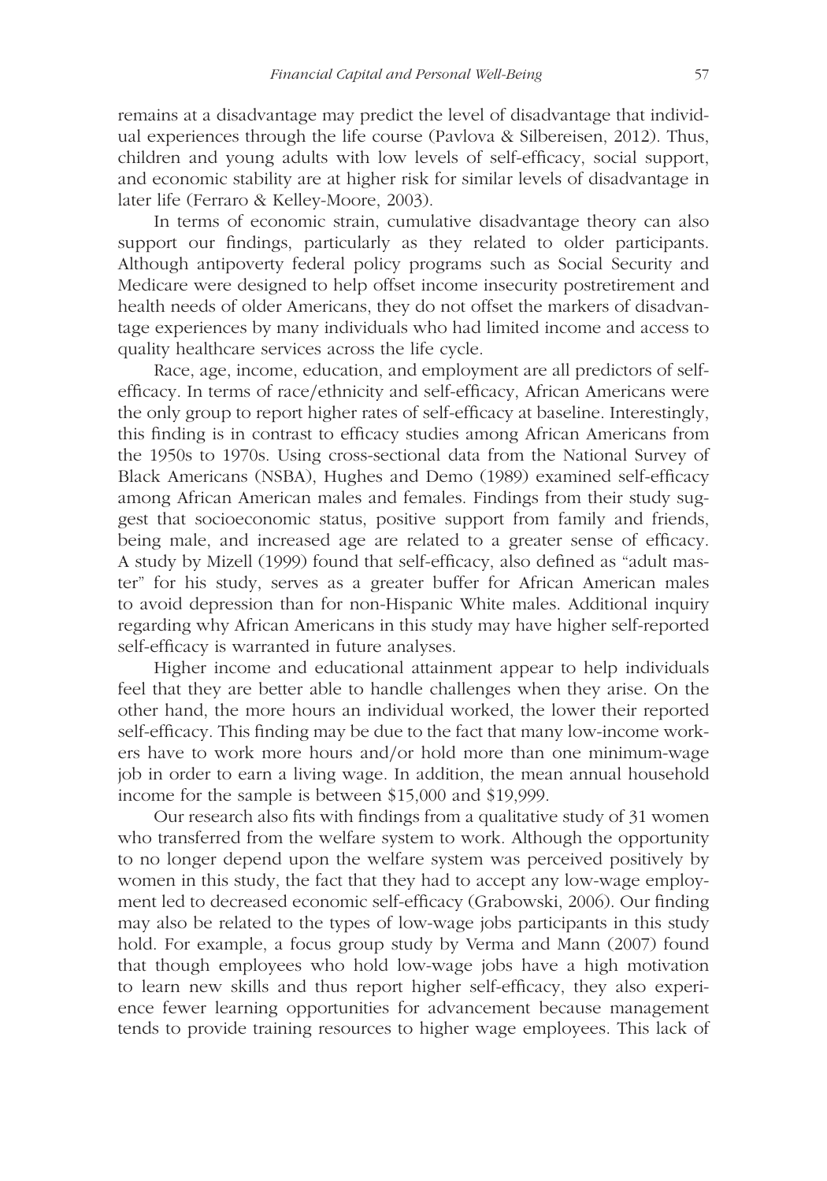remains at a disadvantage may predict the level of disadvantage that individual experiences through the life course (Pavlova & Silbereisen, 2012). Thus, children and young adults with low levels of self-efficacy, social support, and economic stability are at higher risk for similar levels of disadvantage in later life (Ferraro & Kelley-Moore, 2003).

In terms of economic strain, cumulative disadvantage theory can also support our findings, particularly as they related to older participants. Although antipoverty federal policy programs such as Social Security and Medicare were designed to help offset income insecurity postretirement and health needs of older Americans, they do not offset the markers of disadvantage experiences by many individuals who had limited income and access to quality healthcare services across the life cycle.

Race, age, income, education, and employment are all predictors of self-efficacy. In terms of race/ethnicity and self-efficacy, African Americans were the only group to report higher rates of self-efficacy at baseline. Interestingly, this finding is in contrast to efficacy studies among African Americans from the 1950s to 1970s. Using cross-sectional data from the National Survey of Black Americans (NSBA), Hughes and Demo (1989) examined self-efficacy among African American males and females. Findings from their study suggest that socioeconomic status, positive support from family and friends, being male, and increased age are related to a greater sense of efficacy. A study by Mizell (1999) found that self-efficacy, also defined as "adult master" for his study, serves as a greater buffer for African American males to avoid depression than for non-Hispanic White males. Additional inquiry regarding why African Americans in this study may have higher self-reported self-efficacy is warranted in future analyses.

Higher income and educational attainment appear to help individuals feel that they are better able to handle challenges when they arise. On the other hand, the more hours an individual worked, the lower their reported self-efficacy. This finding may be due to the fact that many low-income workers have to work more hours and/or hold more than one minimum-wage job in order to earn a living wage. In addition, the mean annual household income for the sample is between $15,000 and $19,999.

Our research also fits with findings from a qualitative study of 31 women who transferred from the welfare system to work. Although the opportunity to no longer depend upon the welfare system was perceived positively by women in this study, the fact that they had to accept any low-wage employment led to decreased economic self-efficacy (Grabowski, 2006). Our finding may also be related to the types of low-wage jobs participants in this study hold. For example, a focus group study by Verma and Mann (2007) found that though employees who hold low-wage jobs have a high motivation to learn new skills and thus report higher self-efficacy, they also experience fewer learning opportunities for advancement because management tends to provide training resources to higher wage employees. This lack of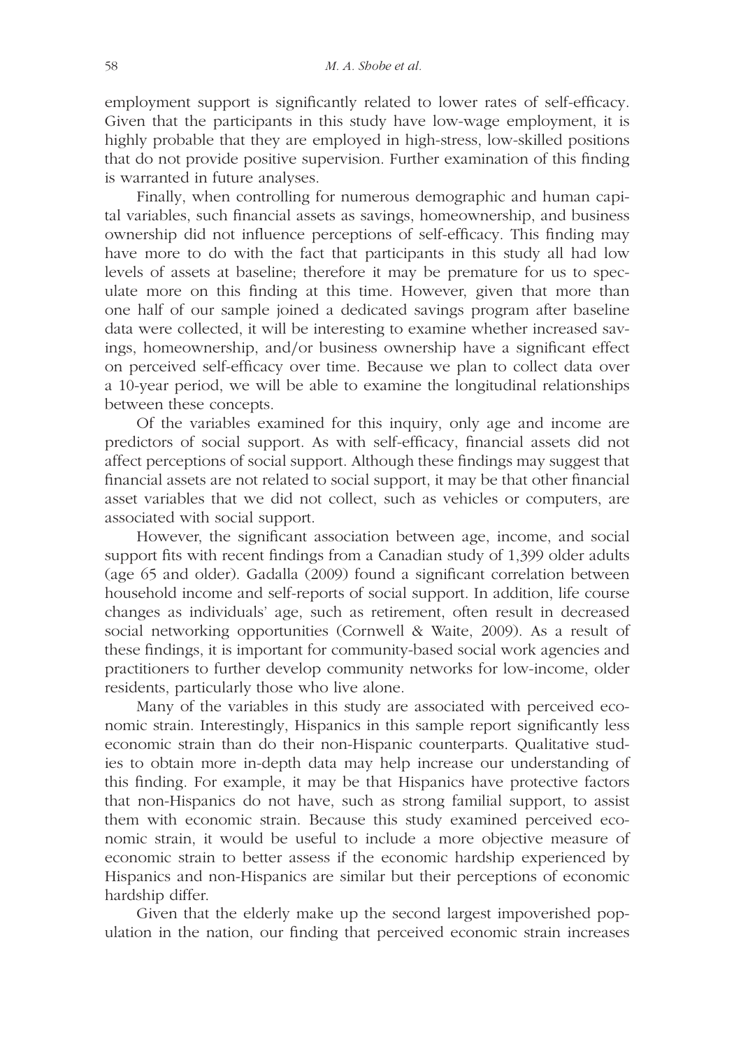employment support is significantly related to lower rates of self-efficacy. Given that the participants in this study have low-wage employment, it is highly probable that they are employed in high-stress, low-skilled positions that do not provide positive supervision. Further examination of this finding is warranted in future analyses.

Finally, when controlling for numerous demographic and human capital variables, such financial assets as savings, homeownership, and business ownership did not influence perceptions of self-efficacy. This finding may have more to do with the fact that participants in this study all had low levels of assets at baseline; therefore it may be premature for us to speculate more on this finding at this time. However, given that more than one half of our sample joined a dedicated savings program after baseline data were collected, it will be interesting to examine whether increased savings, homeownership, and/or business ownership have a significant effect on perceived self-efficacy over time. Because we plan to collect data over a 10-year period, we will be able to examine the longitudinal relationships between these concepts.

Of the variables examined for this inquiry, only age and income are predictors of social support. As with self-efficacy, financial assets did not affect perceptions of social support. Although these findings may suggest that financial assets are not related to social support, it may be that other financial asset variables that we did not collect, such as vehicles or computers, are associated with social support.

However, the significant association between age, income, and social support fits with recent findings from a Canadian study of 1,399 older adults (age 65 and older). Gadalla (2009) found a significant correlation between household income and self-reports of social support. In addition, life course changes as individuals' age, such as retirement, often result in decreased social networking opportunities (Cornwell & Waite, 2009). As a result of these findings, it is important for community-based social work agencies and practitioners to further develop community networks for low-income, older residents, particularly those who live alone.

Many of the variables in this study are associated with perceived economic strain. Interestingly, Hispanics in this sample report significantly less economic strain than do their non-Hispanic counterparts. Qualitative studies to obtain more in-depth data may help increase our understanding of this finding. For example, it may be that Hispanics have protective factors that non-Hispanics do not have, such as strong familial support, to assist them with economic strain. Because this study examined perceived economic strain, it would be useful to include a more objective measure of economic strain to better assess if the economic hardship experienced by Hispanics and non-Hispanics are similar but their perceptions of economic hardship differ.

Given that the elderly make up the second largest impoverished population in the nation, our finding that perceived economic strain increases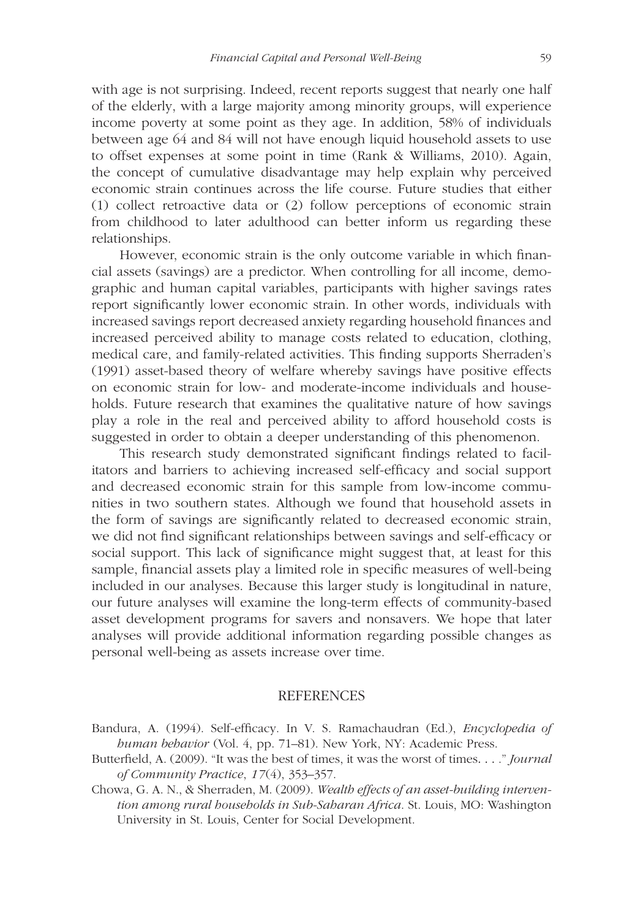with age is not surprising. Indeed, recent reports suggest that nearly one half of the elderly, with a large majority among minority groups, will experience income poverty at some point as they age. In addition, 58% of individuals between age 64 and 84 will not have enough liquid household assets to use to offset expenses at some point in time (Rank & Williams, 2010). Again, the concept of cumulative disadvantage may help explain why perceived economic strain continues across the life course. Future studies that either (1) collect retroactive data or (2) follow perceptions of economic strain from childhood to later adulthood can better inform us regarding these relationships.

However, economic strain is the only outcome variable in which financial assets (savings) are a predictor. When controlling for all income, demographic and human capital variables, participants with higher savings rates report significantly lower economic strain. In other words, individuals with increased savings report decreased anxiety regarding household finances and increased perceived ability to manage costs related to education, clothing, medical care, and family-related activities. This finding supports Sherraden's (1991) asset-based theory of welfare whereby savings have positive effects on economic strain for low- and moderate-income individuals and households. Future research that examines the qualitative nature of how savings play a role in the real and perceived ability to afford household costs is suggested in order to obtain a deeper understanding of this phenomenon.

This research study demonstrated significant findings related to facilitators and barriers to achieving increased self-efficacy and social support and decreased economic strain for this sample from low-income communities in two southern states. Although we found that household assets in the form of savings are significantly related to decreased economic strain, we did not find significant relationships between savings and self-efficacy or social support. This lack of significance might suggest that, at least for this sample, financial assets play a limited role in specific measures of well-being included in our analyses. Because this larger study is longitudinal in nature, our future analyses will examine the long-term effects of community-based asset development programs for savers and nonsavers. We hope that later analyses will provide additional information regarding possible changes as personal well-being as assets increase over time.

## REFERENCES

Bandura, A. (1994). Self-efficacy. In V. S. Ramachaudran (Ed.), *Encyclopedia of human behavior* (Vol. 4, pp. 71–81). New York, NY: Academic Press.

Butterfield, A. (2009). "It was the best of times, it was the worst of times. . . ." *Journal of Community Practice*, *17*(4), 353–357.

Chowa, G. A. N., & Sherraden, M. (2009). *Wealth effects of an asset-building intervention among rural households in Sub-Saharan Africa*. St. Louis, MO: Washington University in St. Louis, Center for Social Development.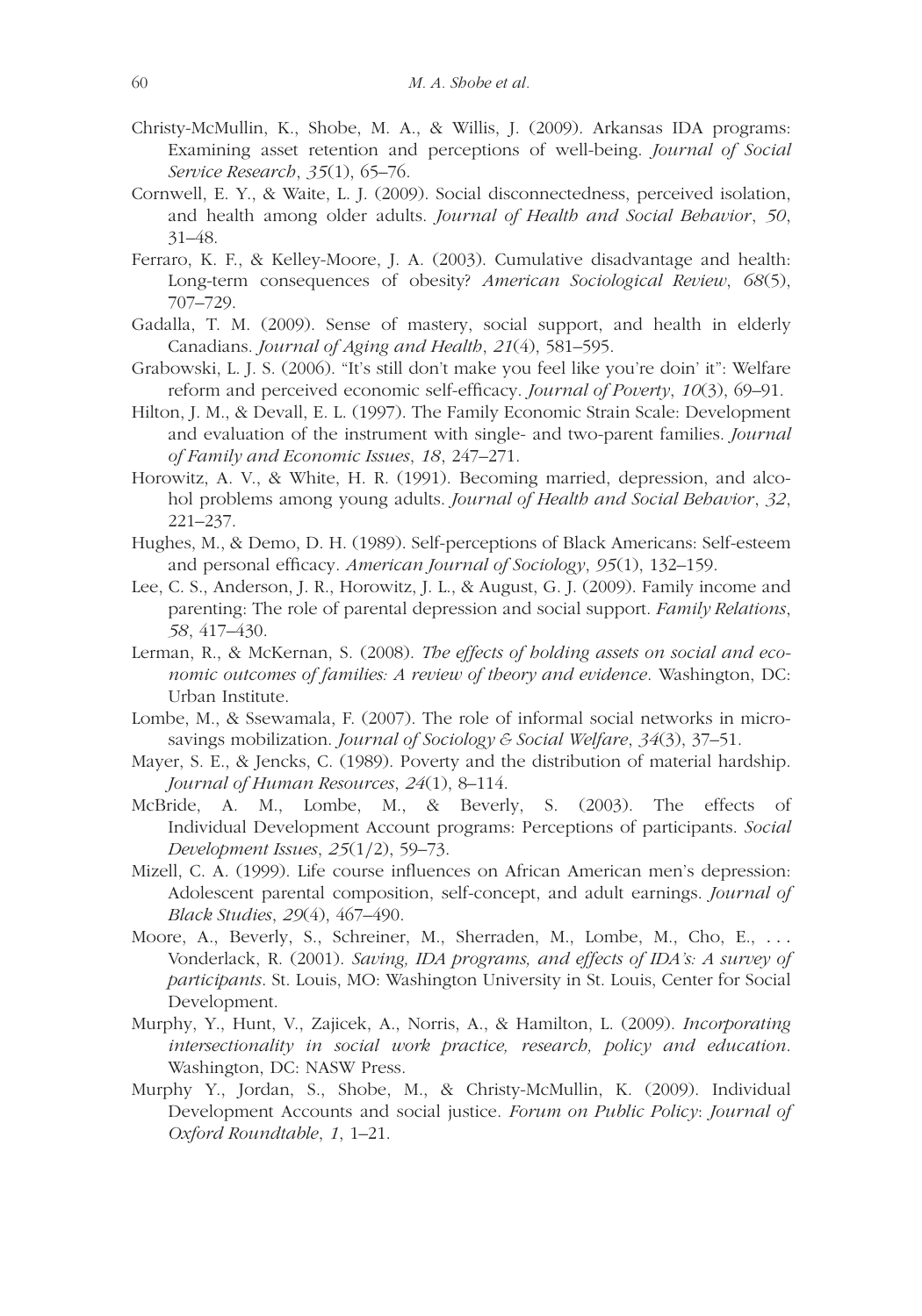Christy-McMullin, K., Shobe, M. A., & Willis, J. (2009). Arkansas IDA programs: Examining asset retention and perceptions of well-being. *Journal of Social Service Research*, *35*(1), 65–76.

Cornwell, E. Y., & Waite, L. J. (2009). Social disconnectedness, perceived isolation, and health among older adults. *Journal of Health and Social Behavior*, *50*, 31–48.

Ferraro, K. F., & Kelley-Moore, J. A. (2003). Cumulative disadvantage and health: Long-term consequences of obesity? *American Sociological Review*, *68*(5), 707–729.

Gadalla, T. M. (2009). Sense of mastery, social support, and health in elderly Canadians. *Journal of Aging and Health*, *21*(4), 581–595.

Grabowski, L. J. S. (2006). "It's still don't make you feel like you're doin' it": Welfare reform and perceived economic self-efficacy. *Journal of Poverty*, *10*(3), 69–91.

Hilton, J. M., & Devall, E. L. (1997). The Family Economic Strain Scale: Development and evaluation of the instrument with single- and two-parent families. *Journal of Family and Economic Issues*, *18*, 247–271.

Horowitz, A. V., & White, H. R. (1991). Becoming married, depression, and alcohol problems among young adults. *Journal of Health and Social Behavior*, *32*, 221–237.

Hughes, M., & Demo, D. H. (1989). Self-perceptions of Black Americans: Self-esteem and personal efficacy. *American Journal of Sociology*, *95*(1), 132–159.

Lee, C. S., Anderson, J. R., Horowitz, J. L., & August, G. J. (2009). Family income and parenting: The role of parental depression and social support. *Family Relations*, *58*, 417–430.

Lerman, R., & McKernan, S. (2008). *The effects of holding assets on social and economic outcomes of families: A review of theory and evidence*. Washington, DC: Urban Institute.

Lombe, M., & Ssewamala, F. (2007). The role of informal social networks in microsavings mobilization. *Journal of Sociology & Social Welfare*, *34*(3), 37–51.

Mayer, S. E., & Jencks, C. (1989). Poverty and the distribution of material hardship. *Journal of Human Resources*, *24*(1), 8–114.

McBride, A. M., Lombe, M., & Beverly, S. (2003). The effects of Individual Development Account programs: Perceptions of participants. *Social Development Issues*, *25*(1/2), 59–73.

Mizell, C. A. (1999). Life course influences on African American men's depression: Adolescent parental composition, self-concept, and adult earnings. *Journal of Black Studies*, *29*(4), 467–490.

Moore, A., Beverly, S., Schreiner, M., Sherraden, M., Lombe, M., Cho, E., . . . Vonderlack, R. (2001). *Saving, IDA programs, and effects of IDA's: A survey of participants*. St. Louis, MO: Washington University in St. Louis, Center for Social Development.

Murphy, Y., Hunt, V., Zajicek, A., Norris, A., & Hamilton, L. (2009). *Incorporating intersectionality in social work practice, research, policy and education*. Washington, DC: NASW Press.

Murphy Y., Jordan, S., Shobe, M., & Christy-McMullin, K. (2009). Individual Development Accounts and social justice. *Forum on Public Policy*: *Journal of Oxford Roundtable*, *1*, 1–21.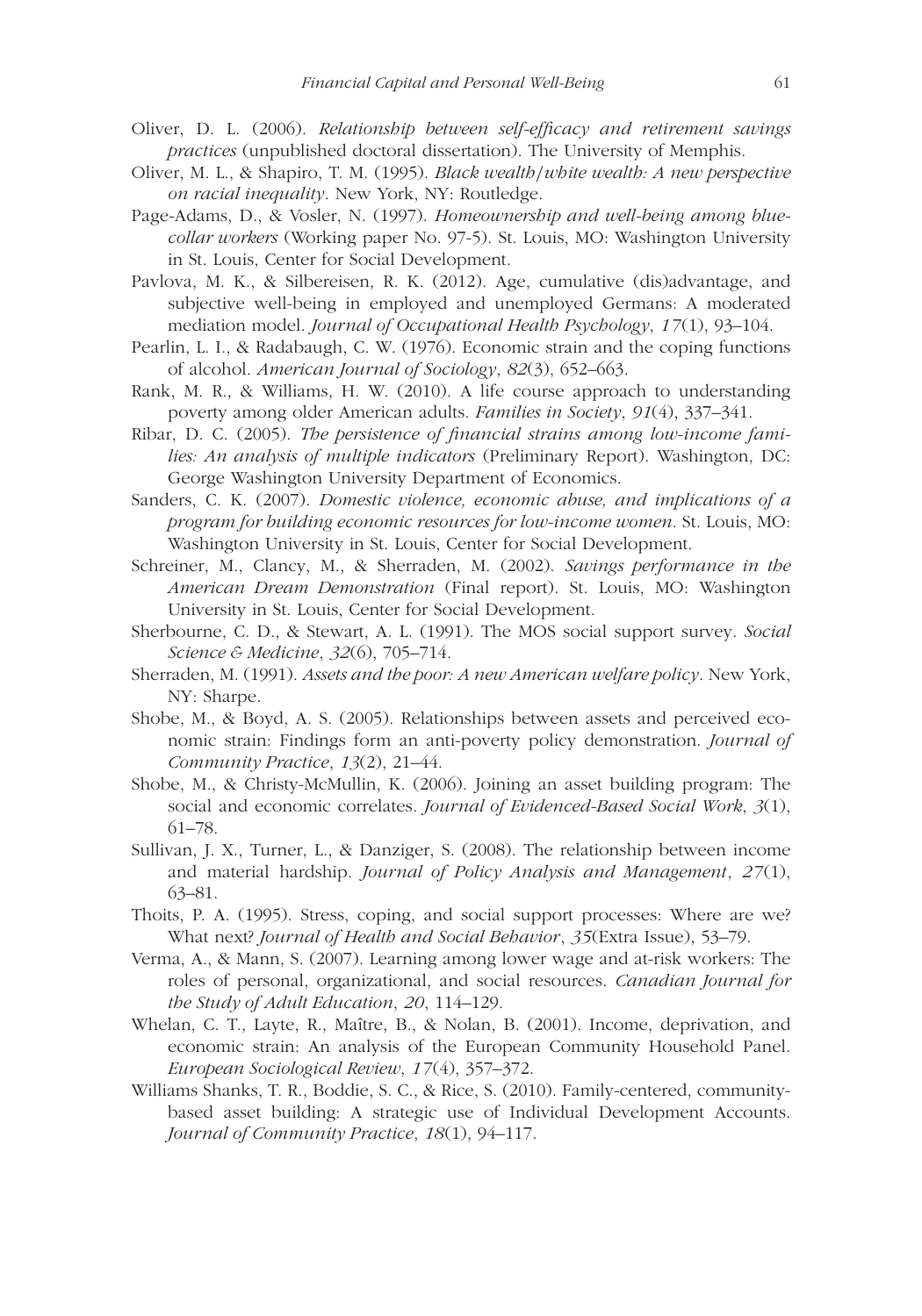Oliver, D. L. (2006). *Relationship between self-efficacy and retirement savings practices* (unpublished doctoral dissertation). The University of Memphis.

Oliver, M. L., & Shapiro, T. M. (1995). *Black wealth/white wealth: A new perspective on racial inequality*. New York, NY: Routledge.

Page-Adams, D., & Vosler, N. (1997). *Homeownership and well-being among blue-collar workers* (Working paper No. 97-5). St. Louis, MO: Washington University in St. Louis, Center for Social Development.

Pavlova, M. K., & Silbereisen, R. K. (2012). Age, cumulative (dis)advantage, and subjective well-being in employed and unemployed Germans: A moderated mediation model. *Journal of Occupational Health Psychology*, *17*(1), 93–104.

Pearlin, L. I., & Radabaugh, C. W. (1976). Economic strain and the coping functions of alcohol. *American Journal of Sociology*, *82*(3), 652–663.

Rank, M. R., & Williams, H. W. (2010). A life course approach to understanding poverty among older American adults. *Families in Society*, *91*(4), 337–341.

Ribar, D. C. (2005). *The persistence of financial strains among low-income families: An analysis of multiple indicators* (Preliminary Report). Washington, DC: George Washington University Department of Economics.

Sanders, C. K. (2007). *Domestic violence, economic abuse, and implications of a program for building economic resources for low-income women*. St. Louis, MO: Washington University in St. Louis, Center for Social Development.

Schreiner, M., Clancy, M., & Sherraden, M. (2002). *Savings performance in the American Dream Demonstration* (Final report). St. Louis, MO: Washington University in St. Louis, Center for Social Development.

Sherbourne, C. D., & Stewart, A. L. (1991). The MOS social support survey. *Social Science & Medicine*, *32*(6), 705–714.

Sherraden, M. (1991). *Assets and the poor: A new American welfare policy*. New York, NY: Sharpe.

Shobe, M., & Boyd, A. S. (2005). Relationships between assets and perceived economic strain: Findings form an anti-poverty policy demonstration. *Journal of Community Practice*, *13*(2), 21–44.

Shobe, M., & Christy-McMullin, K. (2006). Joining an asset building program: The social and economic correlates. *Journal of Evidenced-Based Social Work*, *3*(1), 61–78.

Sullivan, J. X., Turner, L., & Danziger, S. (2008). The relationship between income and material hardship. *Journal of Policy Analysis and Management*, *27*(1), 63–81.

Thoits, P. A. (1995). Stress, coping, and social support processes: Where are we? What next? *Journal of Health and Social Behavior*, *35*(Extra Issue), 53–79.

Verma, A., & Mann, S. (2007). Learning among lower wage and at-risk workers: The roles of personal, organizational, and social resources. *Canadian Journal for the Study of Adult Education*, *20*, 114–129.

Whelan, C. T., Layte, R., Maître, B., & Nolan, B. (2001). Income, deprivation, and economic strain: An analysis of the European Community Household Panel. *European Sociological Review*, *17*(4), 357–372.

Williams Shanks, T. R., Boddie, S. C., & Rice, S. (2010). Family-centered, community-based asset building: A strategic use of Individual Development Accounts. *Journal of Community Practice*, *18*(1), 94–117.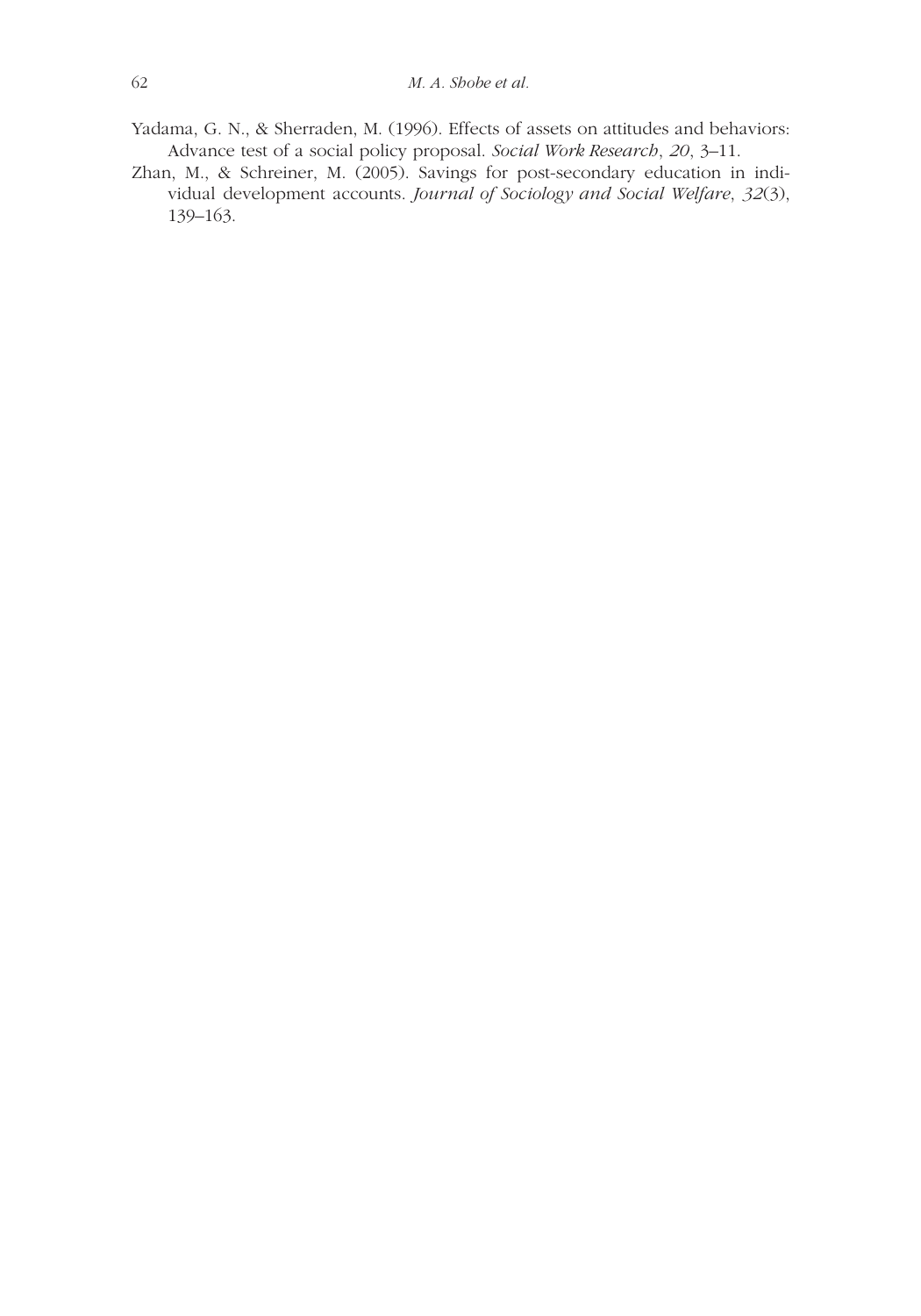Yadama, G. N., & Sherraden, M. (1996). Effects of assets on attitudes and behaviors: Advance test of a social policy proposal. *Social Work Research*, *20*, 3–11.

Zhan, M., & Schreiner, M. (2005). Savings for post-secondary education in individual development accounts. *Journal of Sociology and Social Welfare*, *32*(3), 139–163.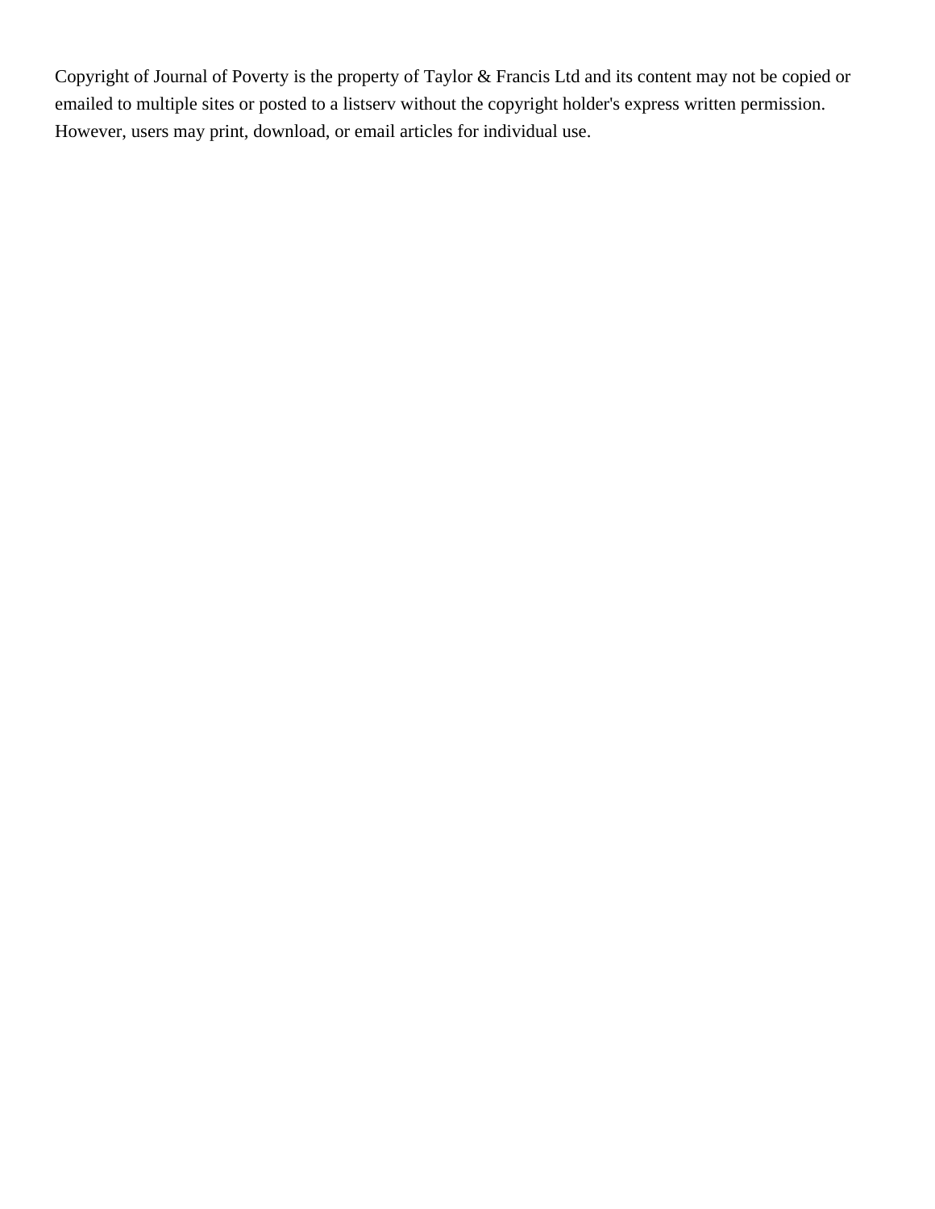Copyright of Journal of Poverty is the property of Taylor & Francis Ltd and its content may not be copied or emailed to multiple sites or posted to a listserv without the copyright holder's express written permission. However, users may print, download, or email articles for individual use.